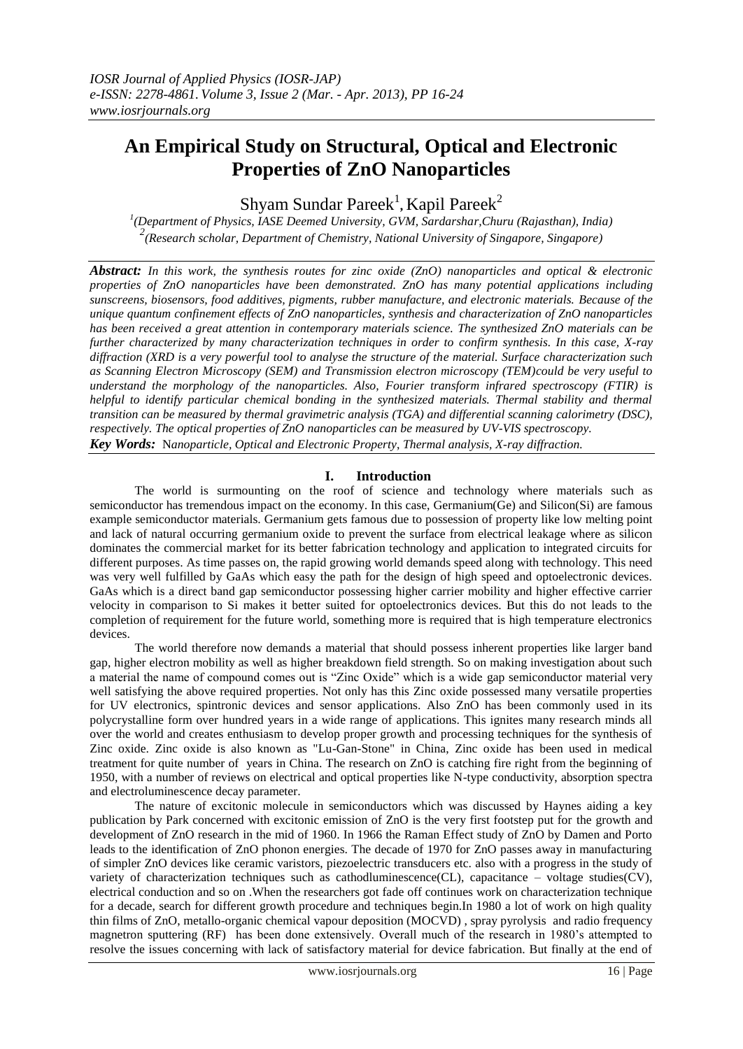# An Empirical Study on Structural, Optical and Electronic Properties of ZnO Nanoparticles

Shyam Sundar Pareek[1], Kapil Pareek[2]

[1](Department of Physics, IASE Deemed University, GVM, Sardarshar,Churu (Rajasthan), India)
[2](Research scholar, Department of Chemistry, National University of Singapore, Singapore)

***Abstract:*** *In this work, the synthesis routes for zinc oxide (ZnO) nanoparticles and optical & electronic properties of ZnO nanoparticles have been demonstrated. ZnO has many potential applications including sunscreens, biosensors, food additives, pigments, rubber manufacture, and electronic materials. Because of the unique quantum confinement effects of ZnO nanoparticles, synthesis and characterization of ZnO nanoparticles has been received a great attention in contemporary materials science. The synthesized ZnO materials can be further characterized by many characterization techniques in order to confirm synthesis. In this case, X-ray diffraction (XRD is a very powerful tool to analyse the structure of the material. Surface characterization such as Scanning Electron Microscopy (SEM) and Transmission electron microscopy (TEM)could be very useful to understand the morphology of the nanoparticles. Also, Fourier transform infrared spectroscopy (FTIR) is helpful to identify particular chemical bonding in the synthesized materials. Thermal stability and thermal transition can be measured by thermal gravimetric analysis (TGA) and differential scanning calorimetry (DSC), respectively. The optical properties of ZnO nanoparticles can be measured by UV-VIS spectroscopy.*

***Key Words:*** *Nanoparticle, Optical and Electronic Property, Thermal analysis, X-ray diffraction.*

## I. Introduction

The world is surmounting on the roof of science and technology where materials such as semiconductor has tremendous impact on the economy. In this case, Germanium(Ge) and Silicon(Si) are famous example semiconductor materials. Germanium gets famous due to possession of property like low melting point and lack of natural occurring germanium oxide to prevent the surface from electrical leakage where as silicon dominates the commercial market for its better fabrication technology and application to integrated circuits for different purposes. As time passes on, the rapid growing world demands speed along with technology. This need was very well fulfilled by GaAs which easy the path for the design of high speed and optoelectronic devices. GaAs which is a direct band gap semiconductor possessing higher carrier mobility and higher effective carrier velocity in comparison to Si makes it better suited for optoelectronics devices. But this do not leads to the completion of requirement for the future world, something more is required that is high temperature electronics devices.

The world therefore now demands a material that should possess inherent properties like larger band gap, higher electron mobility as well as higher breakdown field strength. So on making investigation about such a material the name of compound comes out is "Zinc Oxide" which is a wide gap semiconductor material very well satisfying the above required properties. Not only has this Zinc oxide possessed many versatile properties for UV electronics, spintronic devices and sensor applications. Also ZnO has been commonly used in its polycrystalline form over hundred years in a wide range of applications. This ignites many research minds all over the world and creates enthusiasm to develop proper growth and processing techniques for the synthesis of Zinc oxide. Zinc oxide is also known as "Lu-Gan-Stone" in China, Zinc oxide has been used in medical treatment for quite number of years in China. The research on ZnO is catching fire right from the beginning of 1950, with a number of reviews on electrical and optical properties like N-type conductivity, absorption spectra and electroluminescence decay parameter.

The nature of excitonic molecule in semiconductors which was discussed by Haynes aiding a key publication by Park concerned with excitonic emission of ZnO is the very first footstep put for the growth and development of ZnO research in the mid of 1960. In 1966 the Raman Effect study of ZnO by Damen and Porto leads to the identification of ZnO phonon energies. The decade of 1970 for ZnO passes away in manufacturing of simpler ZnO devices like ceramic varistors, piezoelectric transducers etc. also with a progress in the study of variety of characterization techniques such as cathodluminescence(CL), capacitance – voltage studies(CV), electrical conduction and so on .When the researchers got fade off continues work on characterization technique for a decade, search for different growth procedure and techniques begin.In 1980 a lot of work on high quality thin films of ZnO, metallo-organic chemical vapour deposition (MOCVD) , spray pyrolysis and radio frequency magnetron sputtering (RF) has been done extensively. Overall much of the research in 1980's attempted to resolve the issues concerning with lack of satisfactory material for device fabrication. But finally at the end of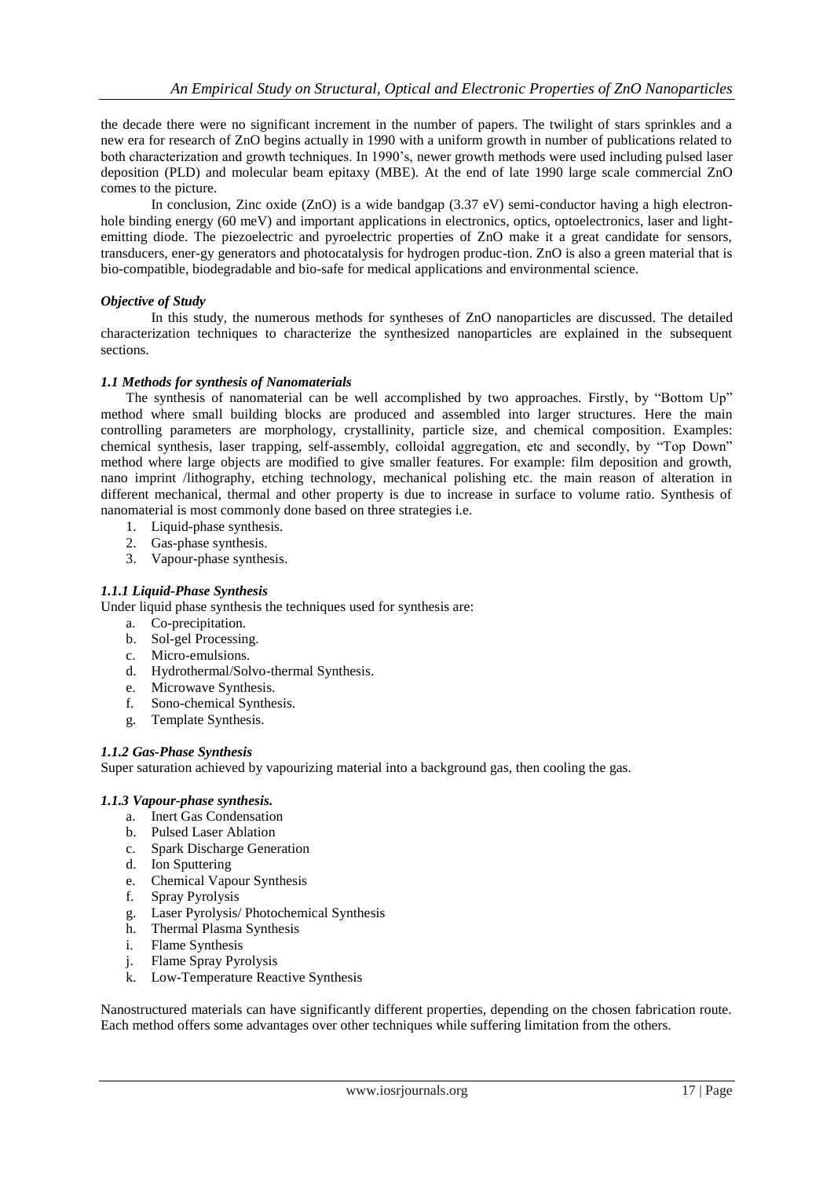the decade there were no significant increment in the number of papers. The twilight of stars sprinkles and a new era for research of ZnO begins actually in 1990 with a uniform growth in number of publications related to both characterization and growth techniques. In 1990's, newer growth methods were used including pulsed laser deposition (PLD) and molecular beam epitaxy (MBE). At the end of late 1990 large scale commercial ZnO comes to the picture.

In conclusion, Zinc oxide (ZnO) is a wide bandgap (3.37 eV) semi-conductor having a high electron-hole binding energy (60 meV) and important applications in electronics, optics, optoelectronics, laser and light-emitting diode. The piezoelectric and pyroelectric properties of ZnO make it a great candidate for sensors, transducers, ener-gy generators and photocatalysis for hydrogen produc-tion. ZnO is also a green material that is bio-compatible, biodegradable and bio-safe for medical applications and environmental science.

### *Objective of Study*

In this study, the numerous methods for syntheses of ZnO nanoparticles are discussed. The detailed characterization techniques to characterize the synthesized nanoparticles are explained in the subsequent sections.

### *1.1 Methods for synthesis of Nanomaterials*

The synthesis of nanomaterial can be well accomplished by two approaches. Firstly, by "Bottom Up" method where small building blocks are produced and assembled into larger structures. Here the main controlling parameters are morphology, crystallinity, particle size, and chemical composition. Examples: chemical synthesis, laser trapping, self-assembly, colloidal aggregation, etc and secondly, by "Top Down" method where large objects are modified to give smaller features. For example: film deposition and growth, nano imprint /lithography, etching technology, mechanical polishing etc. the main reason of alteration in different mechanical, thermal and other property is due to increase in surface to volume ratio. Synthesis of nanomaterial is most commonly done based on three strategies i.e.

1. Liquid-phase synthesis.
2. Gas-phase synthesis.
3. Vapour-phase synthesis.

### *1.1.1 Liquid-Phase Synthesis*

Under liquid phase synthesis the techniques used for synthesis are:

a. Co-precipitation.
b. Sol-gel Processing.
c. Micro-emulsions.
d. Hydrothermal/Solvo-thermal Synthesis.
e. Microwave Synthesis.
f. Sono-chemical Synthesis.
g. Template Synthesis.

### *1.1.2 Gas-Phase Synthesis*

Super saturation achieved by vapourizing material into a background gas, then cooling the gas.

### *1.1.3 Vapour-phase synthesis.*

a. Inert Gas Condensation
b. Pulsed Laser Ablation
c. Spark Discharge Generation
d. Ion Sputtering
e. Chemical Vapour Synthesis
f. Spray Pyrolysis
g. Laser Pyrolysis/ Photochemical Synthesis
h. Thermal Plasma Synthesis
i. Flame Synthesis
j. Flame Spray Pyrolysis
k. Low-Temperature Reactive Synthesis

Nanostructured materials can have significantly different properties, depending on the chosen fabrication route. Each method offers some advantages over other techniques while suffering limitation from the others.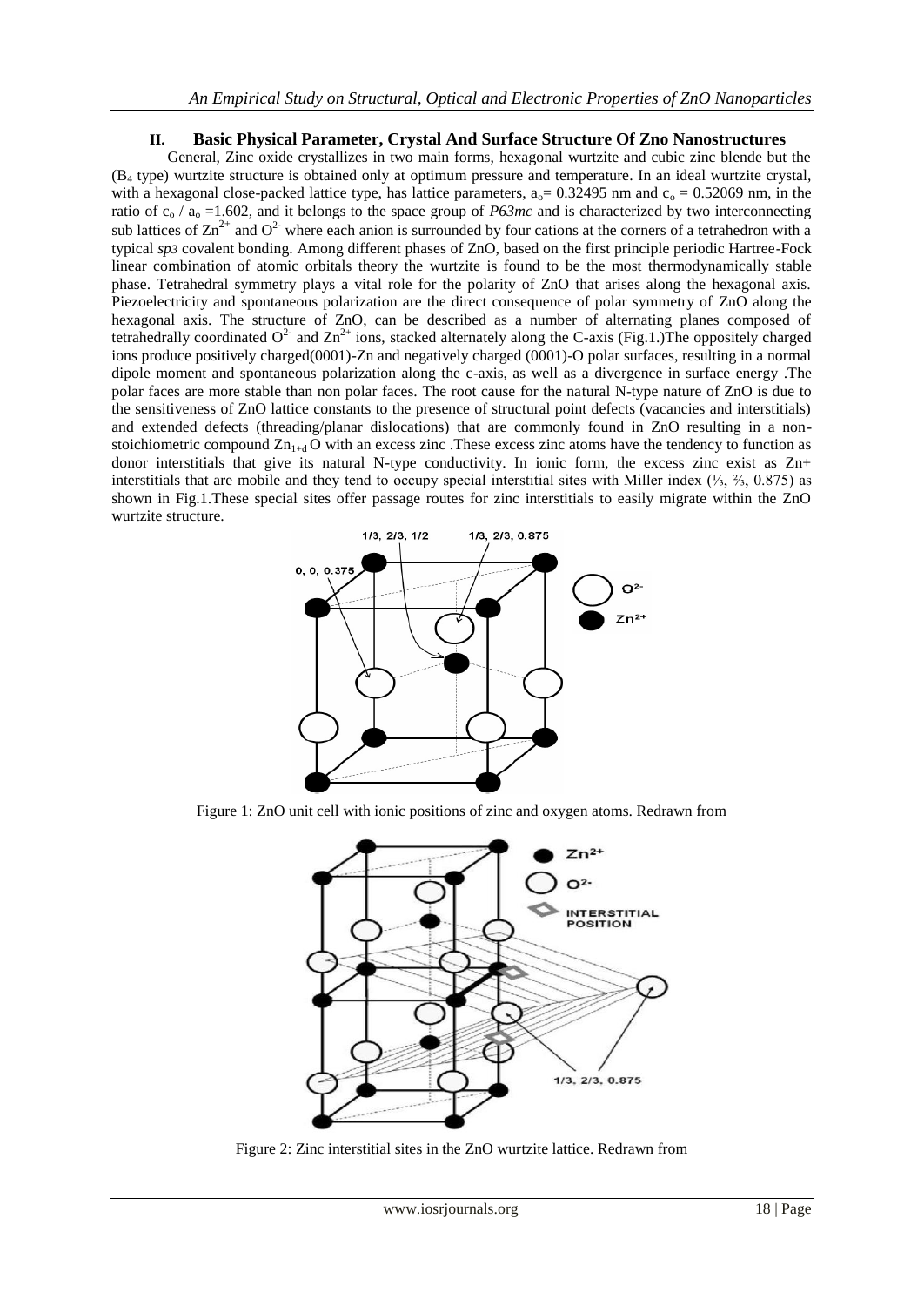## II. Basic Physical Parameter, Crystal And Surface Structure Of Zno Nanostructures

General, Zinc oxide crystallizes in two main forms, hexagonal wurtzite and cubic zinc blende but the ($B_4$ type) wurtzite structure is obtained only at optimum pressure and temperature. In an ideal wurtzite crystal, with a hexagonal close-packed lattice type, has lattice parameters, $a_o = 0.32495$ nm and $c_o = 0.52069$ nm, in the ratio of $c_o / a_o = 1.602$, and it belongs to the space group of *P63mc* and is characterized by two interconnecting sub lattices of $Zn^{2+}$ and $O^{2-}$ where each anion is surrounded by four cations at the corners of a tetrahedron with a typical *sp3* covalent bonding. Among different phases of ZnO, based on the first principle periodic Hartree-Fock linear combination of atomic orbitals theory the wurtzite is found to be the most thermodynamically stable phase. Tetrahedral symmetry plays a vital role for the polarity of ZnO that arises along the hexagonal axis. Piezoelectricity and spontaneous polarization are the direct consequence of polar symmetry of ZnO along the hexagonal axis. The structure of ZnO, can be described as a number of alternating planes composed of tetrahedrally coordinated $O^{2-}$ and $Zn^{2+}$ ions, stacked alternately along the C-axis (Fig.1.)The oppositely charged ions produce positively charged(0001)-Zn and negatively charged (0001)-O polar surfaces, resulting in a normal dipole moment and spontaneous polarization along the c-axis, as well as a divergence in surface energy .The polar faces are more stable than non polar faces. The root cause for the natural N-type nature of ZnO is due to the sensitiveness of ZnO lattice constants to the presence of structural point defects (vacancies and interstitials) and extended defects (threading/planar dislocations) that are commonly found in ZnO resulting in a non-stoichiometric compound $Zn_{1+d}O$ with an excess zinc .These excess zinc atoms have the tendency to function as donor interstitials that give its natural N-type conductivity. In ionic form, the excess zinc exist as $Zn+$ interstitials that are mobile and they tend to occupy special interstitial sites with Miller index (⅓, ⅔, 0.875) as shown in Fig.1.These special sites offer passage routes for zinc interstitials to easily migrate within the ZnO wurtzite structure.

Figure 1: ZnO unit cell with ionic positions of zinc and oxygen atoms. Redrawn from

Figure 2: Zinc interstitial sites in the ZnO wurtzite lattice. Redrawn from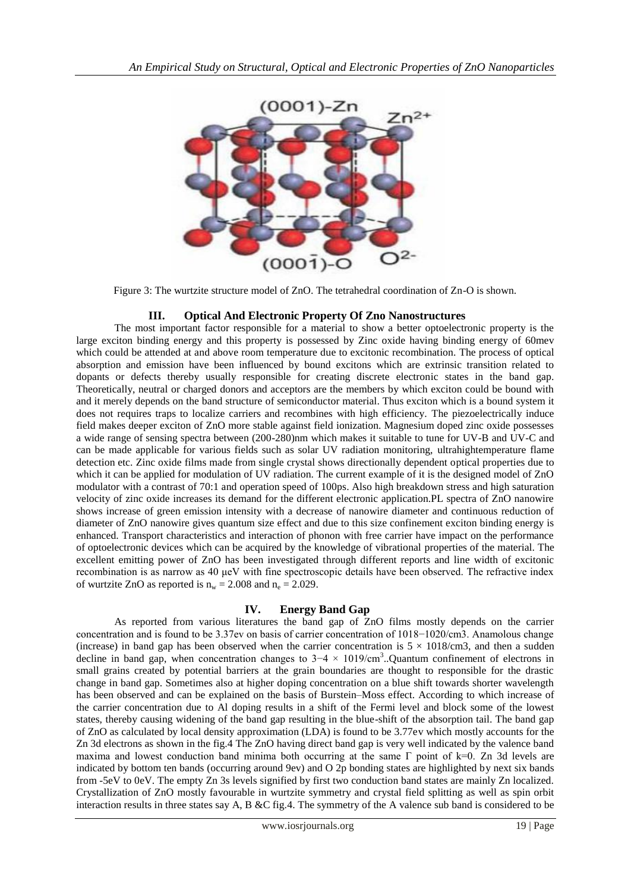Figure 3: The wurtzite structure model of ZnO. The tetrahedral coordination of Zn-O is shown.

## III. Optical And Electronic Property Of Zno Nanostructures

The most important factor responsible for a material to show a better optoelectronic property is the large exciton binding energy and this property is possessed by Zinc oxide having binding energy of 60mev which could be attended at and above room temperature due to excitonic recombination. The process of optical absorption and emission have been influenced by bound excitons which are extrinsic transition related to dopants or defects thereby usually responsible for creating discrete electronic states in the band gap. Theoretically, neutral or charged donors and acceptors are the members by which exciton could be bound with and it merely depends on the band structure of semiconductor material. Thus exciton which is a bound system it does not requires traps to localize carriers and recombines with high efficiency. The piezoelectrically induce field makes deeper exciton of ZnO more stable against field ionization. Magnesium doped zinc oxide possesses a wide range of sensing spectra between (200-280)nm which makes it suitable to tune for UV-B and UV-C and can be made applicable for various fields such as solar UV radiation monitoring, ultrahightemperature flame detection etc. Zinc oxide films made from single crystal shows directionally dependent optical properties due to which it can be applied for modulation of UV radiation. The current example of it is the designed model of ZnO modulator with a contrast of 70:1 and operation speed of 100ps. Also high breakdown stress and high saturation velocity of zinc oxide increases its demand for the different electronic application.PL spectra of ZnO nanowire shows increase of green emission intensity with a decrease of nanowire diameter and continuous reduction of diameter of ZnO nanowire gives quantum size effect and due to this size confinement exciton binding energy is enhanced. Transport characteristics and interaction of phonon with free carrier have impact on the performance of optoelectronic devices which can be acquired by the knowledge of vibrational properties of the material. The excellent emitting power of ZnO has been investigated through different reports and line width of excitonic recombination is as narrow as 40 μeV with fine spectroscopic details have been observed. The refractive index of wurtzite ZnO as reported is $n_w = 2.008$ and $n_e = 2.029$.

## IV. Energy Band Gap

As reported from various literatures the band gap of ZnO films mostly depends on the carrier concentration and is found to be 3.37ev on basis of carrier concentration of 1018−1020/cm3. Anamolous change (increase) in band gap has been observed when the carrier concentration is 5 × 1018/cm3, and then a sudden decline in band gap, when concentration changes to $3{-}4 \times 1019/\text{cm}^3$..Quantum confinement of electrons in small grains created by potential barriers at the grain boundaries are thought to responsible for the drastic change in band gap. Sometimes also at higher doping concentration on a blue shift towards shorter wavelength has been observed and can be explained on the basis of Burstein–Moss effect. According to which increase of the carrier concentration due to Al doping results in a shift of the Fermi level and block some of the lowest states, thereby causing widening of the band gap resulting in the blue-shift of the absorption tail. The band gap of ZnO as calculated by local density approximation (LDA) is found to be 3.77ev which mostly accounts for the Zn 3d electrons as shown in the fig.4 The ZnO having direct band gap is very well indicated by the valence band maxima and lowest conduction band minima both occurring at the same Γ point of k=0. Zn 3d levels are indicated by bottom ten bands (occurring around 9ev) and O 2p bonding states are highlighted by next six bands from -5eV to 0eV. The empty Zn 3s levels signified by first two conduction band states are mainly Zn localized. Crystallization of ZnO mostly favourable in wurtzite symmetry and crystal field splitting as well as spin orbit interaction results in three states say A, B &C fig.4. The symmetry of the A valence sub band is considered to be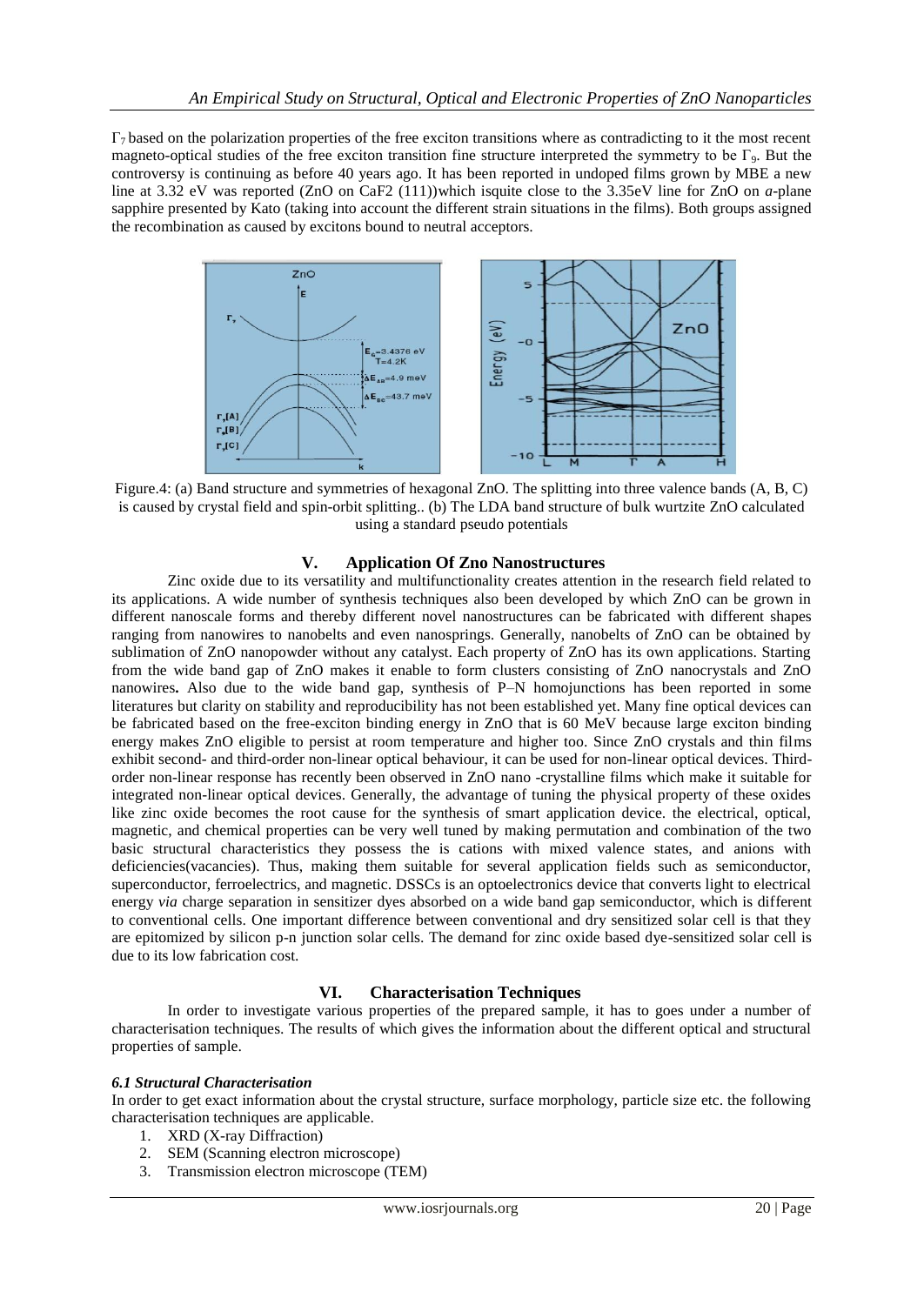$\Gamma_7$ based on the polarization properties of the free exciton transitions where as contradicting to it the most recent magneto-optical studies of the free exciton transition fine structure interpreted the symmetry to be $\Gamma_9$. But the controversy is continuing as before 40 years ago. It has been reported in undoped films grown by MBE a new line at 3.32 eV was reported (ZnO on CaF2 (111))which isquite close to the 3.35eV line for ZnO on *a*-plane sapphire presented by Kato (taking into account the different strain situations in the films). Both groups assigned the recombination as caused by excitons bound to neutral acceptors.

Figure.4: (a) Band structure and symmetries of hexagonal ZnO. The splitting into three valence bands (A, B, C) is caused by crystal field and spin-orbit splitting.. (b) The LDA band structure of bulk wurtzite ZnO calculated using a standard pseudo potentials

## V. Application Of Zno Nanostructures

Zinc oxide due to its versatility and multifunctionality creates attention in the research field related to its applications. A wide number of synthesis techniques also been developed by which ZnO can be grown in different nanoscale forms and thereby different novel nanostructures can be fabricated with different shapes ranging from nanowires to nanobelts and even nanosprings. Generally, nanobelts of ZnO can be obtained by sublimation of ZnO nanopowder without any catalyst. Each property of ZnO has its own applications. Starting from the wide band gap of ZnO makes it enable to form clusters consisting of ZnO nanocrystals and ZnO nanowires**.** Also due to the wide band gap, synthesis of P–N homojunctions has been reported in some literatures but clarity on stability and reproducibility has not been established yet. Many fine optical devices can be fabricated based on the free-exciton binding energy in ZnO that is 60 MeV because large exciton binding energy makes ZnO eligible to persist at room temperature and higher too. Since ZnO crystals and thin films exhibit second- and third-order non-linear optical behaviour, it can be used for non-linear optical devices. Third-order non-linear response has recently been observed in ZnO nano -crystalline films which make it suitable for integrated non-linear optical devices. Generally, the advantage of tuning the physical property of these oxides like zinc oxide becomes the root cause for the synthesis of smart application device. the electrical, optical, magnetic, and chemical properties can be very well tuned by making permutation and combination of the two basic structural characteristics they possess the is cations with mixed valence states, and anions with deficiencies(vacancies). Thus, making them suitable for several application fields such as semiconductor, superconductor, ferroelectrics, and magnetic. DSSCs is an optoelectronics device that converts light to electrical energy *via* charge separation in sensitizer dyes absorbed on a wide band gap semiconductor, which is different to conventional cells. One important difference between conventional and dry sensitized solar cell is that they are epitomized by silicon p-n junction solar cells. The demand for zinc oxide based dye-sensitized solar cell is due to its low fabrication cost.

## VI. Characterisation Techniques

In order to investigate various properties of the prepared sample, it has to goes under a number of characterisation techniques. The results of which gives the information about the different optical and structural properties of sample.

### *6.1 Structural Characterisation*

In order to get exact information about the crystal structure, surface morphology, particle size etc. the following characterisation techniques are applicable.

1. XRD (X-ray Diffraction)
2. SEM (Scanning electron microscope)
3. Transmission electron microscope (TEM)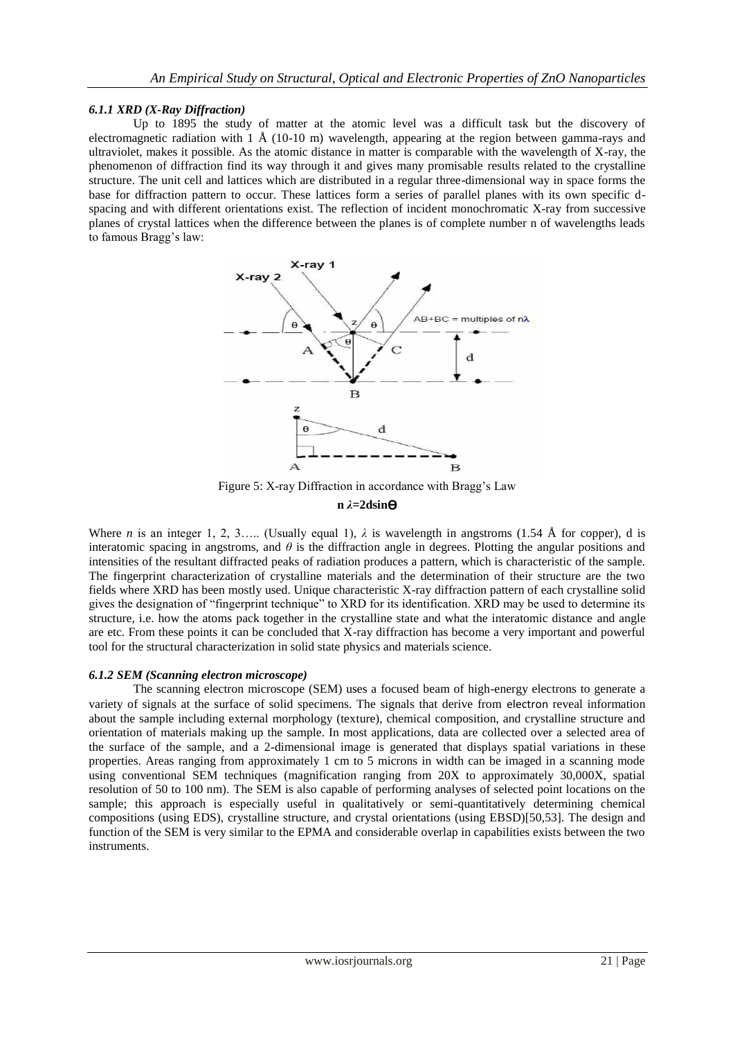#### *6.1.1 XRD (X-Ray Diffraction)*

Up to 1895 the study of matter at the atomic level was a difficult task but the discovery of electromagnetic radiation with 1 Å (10-10 m) wavelength, appearing at the region between gamma-rays and ultraviolet, makes it possible. As the atomic distance in matter is comparable with the wavelength of X-ray, the phenomenon of diffraction find its way through it and gives many promisable results related to the crystalline structure. The unit cell and lattices which are distributed in a regular three-dimensional way in space forms the base for diffraction pattern to occur. These lattices form a series of parallel planes with its own specific d-spacing and with different orientations exist. The reflection of incident monochromatic X-ray from successive planes of crystal lattices when the difference between the planes is of complete number n of wavelengths leads to famous Bragg's law:

Figure 5: X-ray Diffraction in accordance with Bragg's Law

$$n\lambda = 2d\sin\theta$$

Where $n$ is an integer 1, 2, 3….. (Usually equal 1), $\lambda$ is wavelength in angstroms (1.54 Å for copper), d is interatomic spacing in angstroms, and $\theta$ is the diffraction angle in degrees. Plotting the angular positions and intensities of the resultant diffracted peaks of radiation produces a pattern, which is characteristic of the sample. The fingerprint characterization of crystalline materials and the determination of their structure are the two fields where XRD has been mostly used. Unique characteristic X-ray diffraction pattern of each crystalline solid gives the designation of "fingerprint technique" to XRD for its identification. XRD may be used to determine its structure, i.e. how the atoms pack together in the crystalline state and what the interatomic distance and angle are etc. From these points it can be concluded that X-ray diffraction has become a very important and powerful tool for the structural characterization in solid state physics and materials science.

#### *6.1.2 SEM (Scanning electron microscope)*

The scanning electron microscope (SEM) uses a focused beam of high-energy electrons to generate a variety of signals at the surface of solid specimens. The signals that derive from electron reveal information about the sample including external morphology (texture), chemical composition, and crystalline structure and orientation of materials making up the sample. In most applications, data are collected over a selected area of the surface of the sample, and a 2-dimensional image is generated that displays spatial variations in these properties. Areas ranging from approximately 1 cm to 5 microns in width can be imaged in a scanning mode using conventional SEM techniques (magnification ranging from 20X to approximately 30,000X, spatial resolution of 50 to 100 nm). The SEM is also capable of performing analyses of selected point locations on the sample; this approach is especially useful in qualitatively or semi-quantitatively determining chemical compositions (using EDS), crystalline structure, and crystal orientations (using EBSD)[50,53]. The design and function of the SEM is very similar to the EPMA and considerable overlap in capabilities exists between the two instruments.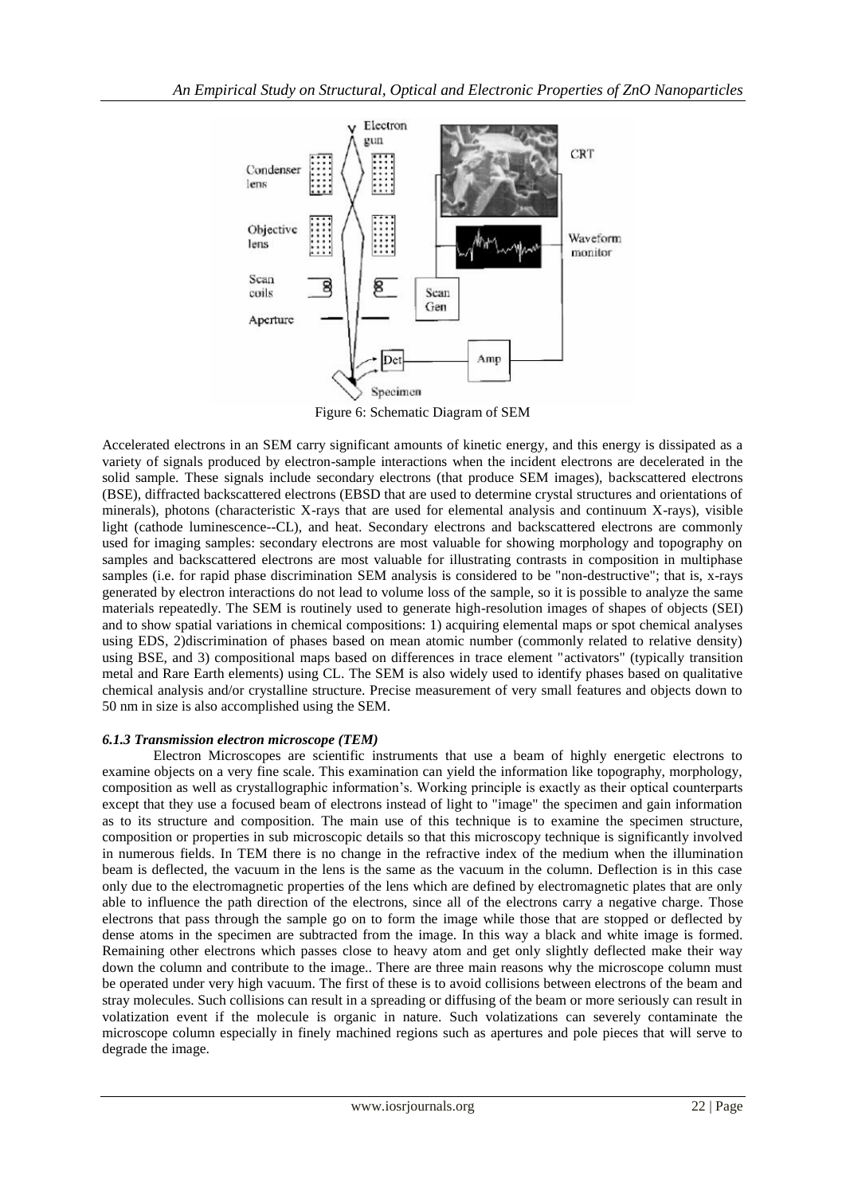Figure 6: Schematic Diagram of SEM

Accelerated electrons in an SEM carry significant amounts of kinetic energy, and this energy is dissipated as a variety of signals produced by electron-sample interactions when the incident electrons are decelerated in the solid sample. These signals include secondary electrons (that produce SEM images), backscattered electrons (BSE), diffracted backscattered electrons (EBSD that are used to determine crystal structures and orientations of minerals), photons (characteristic X-rays that are used for elemental analysis and continuum X-rays), visible light (cathode luminescence--CL), and heat. Secondary electrons and backscattered electrons are commonly used for imaging samples: secondary electrons are most valuable for showing morphology and topography on samples and backscattered electrons are most valuable for illustrating contrasts in composition in multiphase samples (i.e. for rapid phase discrimination SEM analysis is considered to be "non-destructive"; that is, x-rays generated by electron interactions do not lead to volume loss of the sample, so it is possible to analyze the same materials repeatedly. The SEM is routinely used to generate high-resolution images of shapes of objects (SEI) and to show spatial variations in chemical compositions: 1) acquiring elemental maps or spot chemical analyses using EDS, 2)discrimination of phases based on mean atomic number (commonly related to relative density) using BSE, and 3) compositional maps based on differences in trace element "activators" (typically transition metal and Rare Earth elements) using CL. The SEM is also widely used to identify phases based on qualitative chemical analysis and/or crystalline structure. Precise measurement of very small features and objects down to 50 nm in size is also accomplished using the SEM.

### *6.1.3 Transmission electron microscope (TEM)*

Electron Microscopes are scientific instruments that use a beam of highly energetic electrons to examine objects on a very fine scale. This examination can yield the information like topography, morphology, composition as well as crystallographic information's. Working principle is exactly as their optical counterparts except that they use a focused beam of electrons instead of light to "image" the specimen and gain information as to its structure and composition. The main use of this technique is to examine the specimen structure, composition or properties in sub microscopic details so that this microscopy technique is significantly involved in numerous fields. In TEM there is no change in the refractive index of the medium when the illumination beam is deflected, the vacuum in the lens is the same as the vacuum in the column. Deflection is in this case only due to the electromagnetic properties of the lens which are defined by electromagnetic plates that are only able to influence the path direction of the electrons, since all of the electrons carry a negative charge. Those electrons that pass through the sample go on to form the image while those that are stopped or deflected by dense atoms in the specimen are subtracted from the image. In this way a black and white image is formed. Remaining other electrons which passes close to heavy atom and get only slightly deflected make their way down the column and contribute to the image.. There are three main reasons why the microscope column must be operated under very high vacuum. The first of these is to avoid collisions between electrons of the beam and stray molecules. Such collisions can result in a spreading or diffusing of the beam or more seriously can result in volatization event if the molecule is organic in nature. Such volatizations can severely contaminate the microscope column especially in finely machined regions such as apertures and pole pieces that will serve to degrade the image.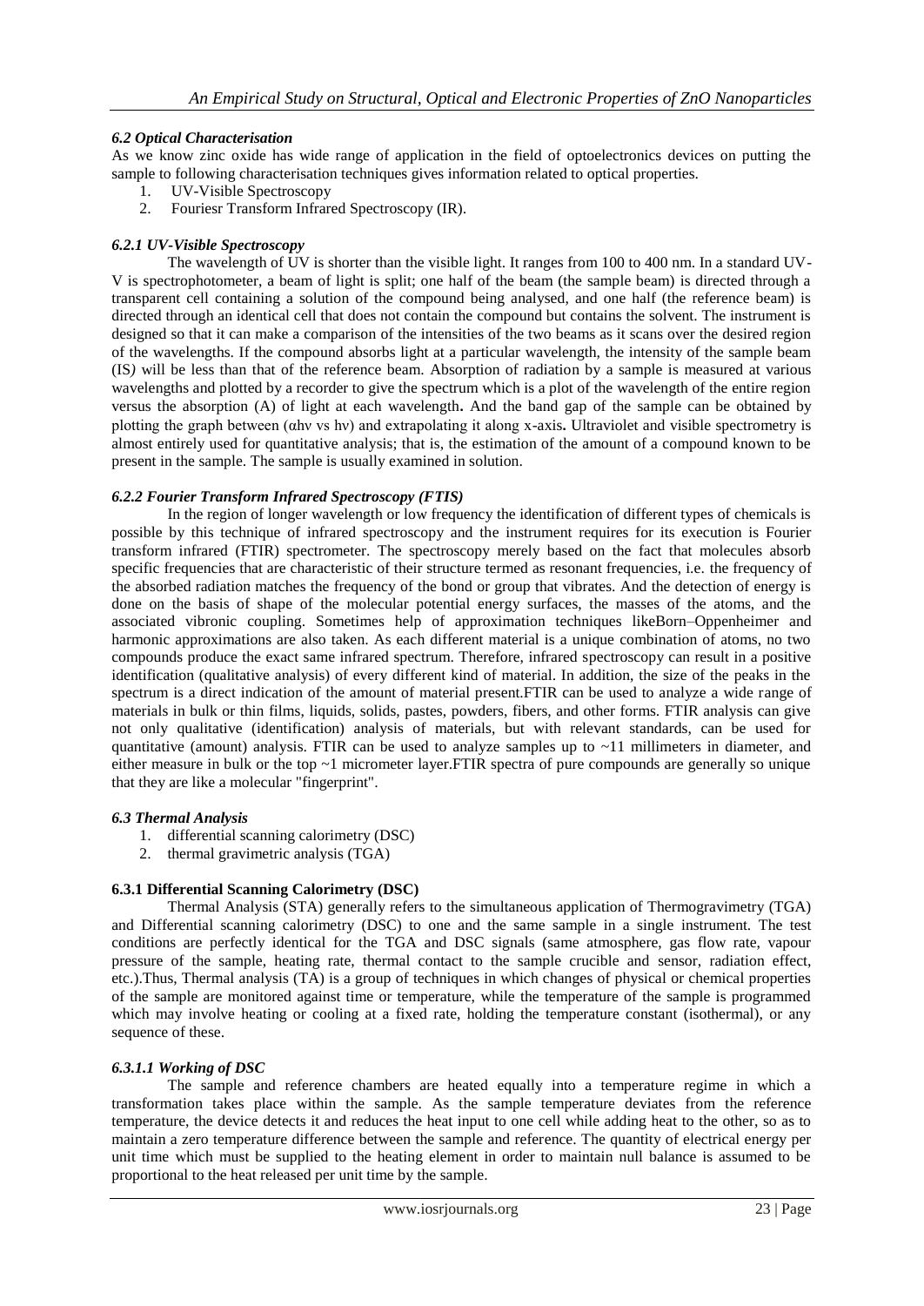### *6.2 Optical Characterisation*

As we know zinc oxide has wide range of application in the field of optoelectronics devices on putting the sample to following characterisation techniques gives information related to optical properties.

1. UV-Visible Spectroscopy
2. Fouriesr Transform Infrared Spectroscopy (IR).

#### *6.2.1 UV-Visible Spectroscopy*

The wavelength of UV is shorter than the visible light. It ranges from 100 to 400 nm. In a standard UV-V is spectrophotometer, a beam of light is split; one half of the beam (the sample beam) is directed through a transparent cell containing a solution of the compound being analysed, and one half (the reference beam) is directed through an identical cell that does not contain the compound but contains the solvent. The instrument is designed so that it can make a comparison of the intensities of the two beams as it scans over the desired region of the wavelengths. If the compound absorbs light at a particular wavelength, the intensity of the sample beam (IS) will be less than that of the reference beam. Absorption of radiation by a sample is measured at various wavelengths and plotted by a recorder to give the spectrum which is a plot of the wavelength of the entire region versus the absorption (A) of light at each wavelength**.** And the band gap of the sample can be obtained by plotting the graph between ($\alpha h\nu$ vs $h\nu$) and extrapolating it along x-axis**.** Ultraviolet and visible spectrometry is almost entirely used for quantitative analysis; that is, the estimation of the amount of a compound known to be present in the sample. The sample is usually examined in solution.

#### *6.2.2 Fourier Transform Infrared Spectroscopy (FTIS)*

In the region of longer wavelength or low frequency the identification of different types of chemicals is possible by this technique of infrared spectroscopy and the instrument requires for its execution is Fourier transform infrared (FTIR) spectrometer. The spectroscopy merely based on the fact that molecules absorb specific frequencies that are characteristic of their structure termed as resonant frequencies, i.e. the frequency of the absorbed radiation matches the frequency of the bond or group that vibrates. And the detection of energy is done on the basis of shape of the molecular potential energy surfaces, the masses of the atoms, and the associated vibronic coupling. Sometimes help of approximation techniques likeBorn–Oppenheimer and harmonic approximations are also taken. As each different material is a unique combination of atoms, no two compounds produce the exact same infrared spectrum. Therefore, infrared spectroscopy can result in a positive identification (qualitative analysis) of every different kind of material. In addition, the size of the peaks in the spectrum is a direct indication of the amount of material present.FTIR can be used to analyze a wide range of materials in bulk or thin films, liquids, solids, pastes, powders, fibers, and other forms. FTIR analysis can give not only qualitative (identification) analysis of materials, but with relevant standards, can be used for quantitative (amount) analysis. FTIR can be used to analyze samples up to ~11 millimeters in diameter, and either measure in bulk or the top ~1 micrometer layer.FTIR spectra of pure compounds are generally so unique that they are like a molecular "fingerprint".

### *6.3 Thermal Analysis*

1. differential scanning calorimetry (DSC)
2. thermal gravimetric analysis (TGA)

#### **6.3.1 Differential Scanning Calorimetry (DSC)**

Thermal Analysis (STA) generally refers to the simultaneous application of Thermogravimetry (TGA) and Differential scanning calorimetry (DSC) to one and the same sample in a single instrument. The test conditions are perfectly identical for the TGA and DSC signals (same atmosphere, gas flow rate, vapour pressure of the sample, heating rate, thermal contact to the sample crucible and sensor, radiation effect, etc.).Thus, Thermal analysis (TA) is a group of techniques in which changes of physical or chemical properties of the sample are monitored against time or temperature, while the temperature of the sample is programmed which may involve heating or cooling at a fixed rate, holding the temperature constant (isothermal), or any sequence of these.

##### *6.3.1.1 Working of DSC*

The sample and reference chambers are heated equally into a temperature regime in which a transformation takes place within the sample. As the sample temperature deviates from the reference temperature, the device detects it and reduces the heat input to one cell while adding heat to the other, so as to maintain a zero temperature difference between the sample and reference. The quantity of electrical energy per unit time which must be supplied to the heating element in order to maintain null balance is assumed to be proportional to the heat released per unit time by the sample.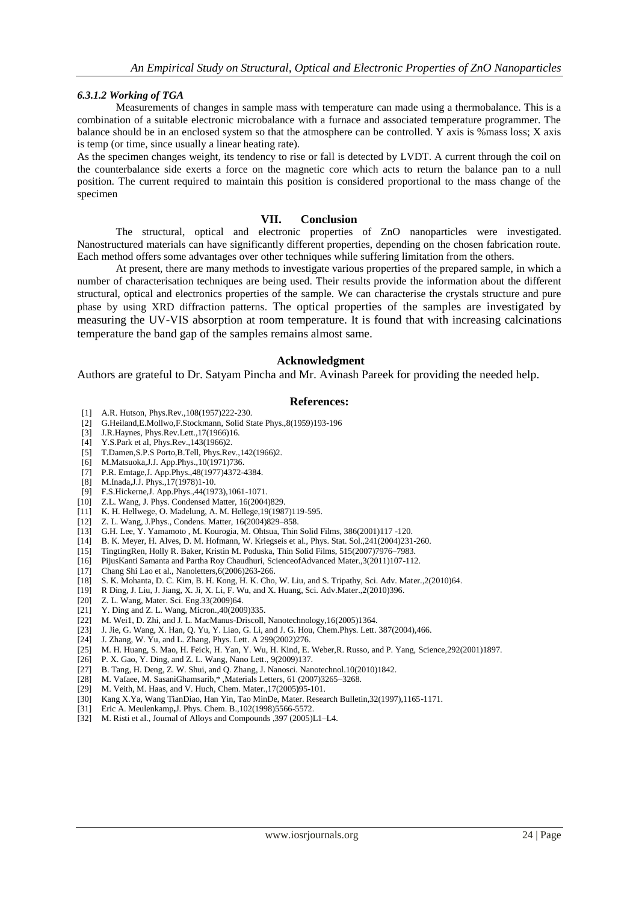#### *6.3.1.2 Working of TGA*

Measurements of changes in sample mass with temperature can made using a thermobalance. This is a combination of a suitable electronic microbalance with a furnace and associated temperature programmer. The balance should be in an enclosed system so that the atmosphere can be controlled. Y axis is %mass loss; X axis is temp (or time, since usually a linear heating rate).

As the specimen changes weight, its tendency to rise or fall is detected by LVDT. A current through the coil on the counterbalance side exerts a force on the magnetic core which acts to return the balance pan to a null position. The current required to maintain this position is considered proportional to the mass change of the specimen

## VII. Conclusion

The structural, optical and electronic properties of ZnO nanoparticles were investigated. Nanostructured materials can have significantly different properties, depending on the chosen fabrication route. Each method offers some advantages over other techniques while suffering limitation from the others.

At present, there are many methods to investigate various properties of the prepared sample, in which a number of characterisation techniques are being used. Their results provide the information about the different structural, optical and electronics properties of the sample. We can characterise the crystals structure and pure phase by using XRD diffraction patterns. The optical properties of the samples are investigated by measuring the UV-VIS absorption at room temperature. It is found that with increasing calcinations temperature the band gap of the samples remains almost same.

## Acknowledgment

Authors are grateful to Dr. Satyam Pincha and Mr. Avinash Pareek for providing the needed help.

## References:

[1] A.R. Hutson, Phys.Rev.,108(1957)222-230.
[2] G.Heiland,E.Mollwo,F.Stockmann, Solid State Phys.,8(1959)193-196
[3] J.R.Haynes, Phys.Rev.Lett.,17(1966)16.
[4] Y.S.Park et al, Phys.Rev.,143(1966)2.
[5] T.Damen,S.P.S Porto,B.Tell, Phys.Rev.,142(1966)2.
[6] M.Matsuoka,J.J. App.Phys.,10(1971)736.
[7] P.R. Emtage,J. App.Phys.,48(1977)4372-4384.
[8] M.Inada,J.J. Phys.,17(1978)1-10.
[9] F.S.Hickerne,J. App.Phys.,44(1973),1061-1071.
[10] Z.L. Wang, J. Phys. Condensed Matter, 16(2004)829.
[11] K. H. Hellwege, O. Madelung, A. M. Hellege,19(1987)119-595.
[12] Z. L. Wang, J.Phys., Condens. Matter, 16(2004)829–858.
[13] G.H. Lee, Y. Yamamoto , M. Kourogia, M. Ohtsua, Thin Solid Films, 386(2001)117 -120.
[14] B. K. Meyer, H. Alves, D. M. Hofmann, W. Kriegseis et al., Phys. Stat. Sol.,241(2004)231-260.
[15] TingtingRen, Holly R. Baker, Kristin M. Poduska, Thin Solid Films, 515(2007)7976–7983.
[16] PijusKanti Samanta and Partha Roy Chaudhuri, ScienceofAdvanced Mater.,3(2011)107-112.
[17] Chang Shi Lao et al., Nanoletters,6(2006)263-266.
[18] S. K. Mohanta, D. C. Kim, B. H. Kong, H. K. Cho, W. Liu, and S. Tripathy, Sci. Adv. Mater.,2(2010)64.
[19] R Ding, J. Liu, J. Jiang, X. Ji, X. Li, F. Wu, and X. Huang, Sci. Adv.Mater.,2(2010)396.
[20] Z. L. Wang, Mater. Sci. Eng.33(2009)64.
[21] Y. Ding and Z. L. Wang, Micron.,40(2009)335.
[22] M. Wei1, D. Zhi, and J. L. MacManus-Driscoll, Nanotechnology,16(2005)1364.
[23] J. Jie, G. Wang, X. Han, Q. Yu, Y. Liao, G. Li, and J. G. Hou, Chem.Phys. Lett. 387(2004),466.
[24] J. Zhang, W. Yu, and L. Zhang, Phys. Lett. A 299(2002)276.
[25] M. H. Huang, S. Mao, H. Feick, H. Yan, Y. Wu, H. Kind, E. Weber,R. Russo, and P. Yang, Science,292(2001)1897.
[26] P. X. Gao, Y. Ding, and Z. L. Wang, Nano Lett., 9(2009)137.
[27] B. Tang, H. Deng, Z. W. Shui, and Q. Zhang, J. Nanosci. Nanotechnol.10(2010)1842.
[28] M. Vafaee, M. SasaniGhamsarib,* ,Materials Letters, 61 (2007)3265–3268.
[29] M. Veith, M. Haas, and V. Huch, Chem. Mater.,17(2005)95-101.
[30] Kang X.Ya, Wang TianDiao, Han Yin, Tao MinDe, Mater. Research Bulletin,32(1997),1165-1171.
[31] Eric A. Meulenkamp,J. Phys. Chem. B.,102(1998)5566-5572.
[32] M. Risti et al., Journal of Alloys and Compounds ,397 (2005)L1–L4.